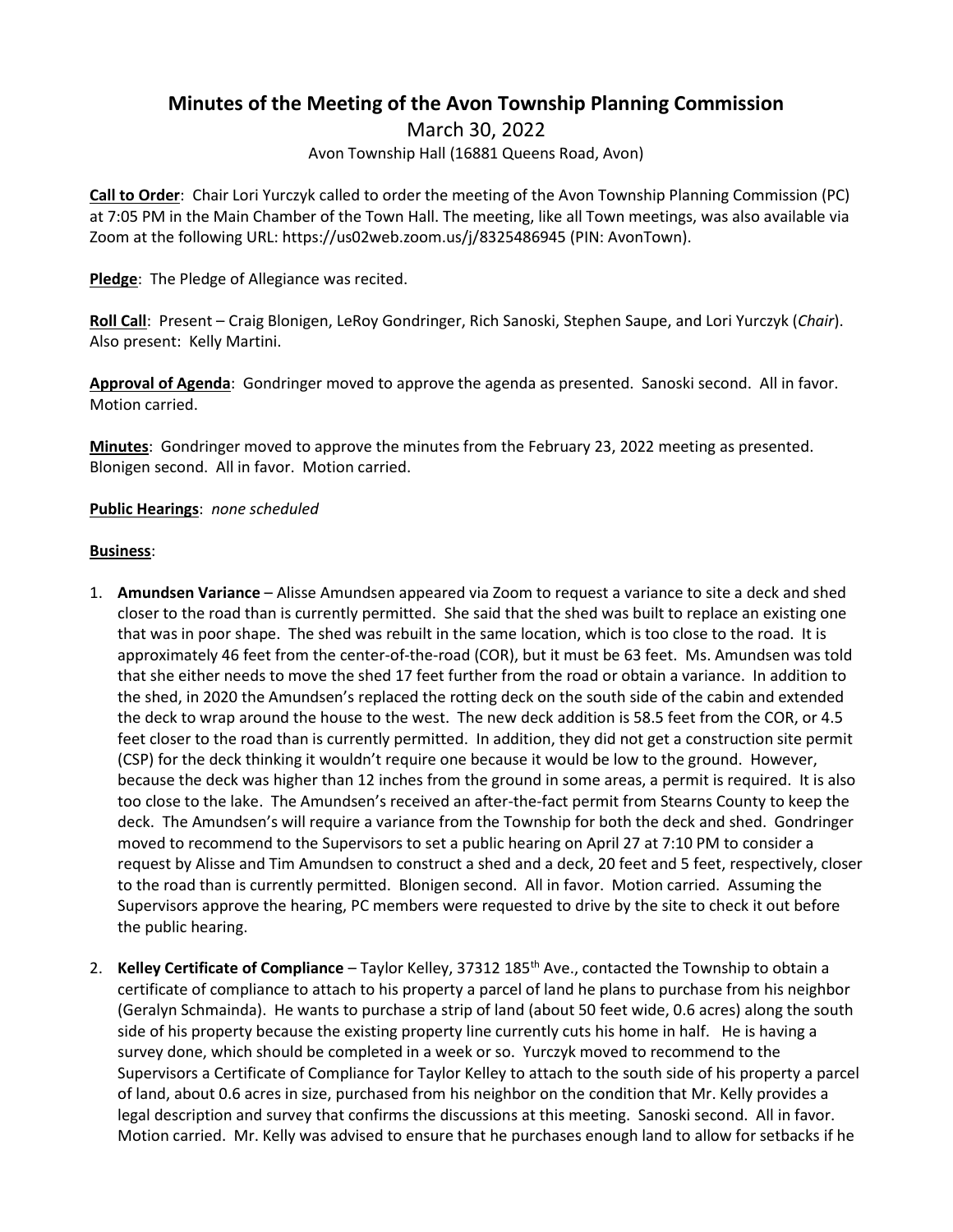# Minutes of the Meeting of the Avon Township Planning Commission

March 30, 2022

Avon Township Hall (16881 Queens Road, Avon)

**Call to Order**: Chair Lori Yurczyk called to order the meeting of the Avon Township Planning Commission (PC) at 7:05 PM in the Main Chamber of the Town Hall. The meeting, like all Town meetings, was also available via Zoom at the following URL: https://us02web.zoom.us/j/8325486945 (PIN: AvonTown).

**Pledge**: The Pledge of Allegiance was recited.

**Roll Call**: Present – Craig Blonigen, LeRoy Gondringer, Rich Sanoski, Stephen Saupe, and Lori Yurczyk (*Chair*). Also present: Kelly Martini.

**Approval of Agenda**: Gondringer moved to approve the agenda as presented. Sanoski second. All in favor. Motion carried.

**Minutes**: Gondringer moved to approve the minutes from the February 23, 2022 meeting as presented. Blonigen second. All in favor. Motion carried.

**Public Hearings**: *none scheduled*

**Business**:

1. **Amundsen Variance** – Alisse Amundsen appeared via Zoom to request a variance to site a deck and shed closer to the road than is currently permitted. She said that the shed was built to replace an existing one that was in poor shape. The shed was rebuilt in the same location, which is too close to the road. It is approximately 46 feet from the center-of-the-road (COR), but it must be 63 feet. Ms. Amundsen was told that she either needs to move the shed 17 feet further from the road or obtain a variance. In addition to the shed, in 2020 the Amundsen's replaced the rotting deck on the south side of the cabin and extended the deck to wrap around the house to the west. The new deck addition is 58.5 feet from the COR, or 4.5 feet closer to the road than is currently permitted. In addition, they did not get a construction site permit (CSP) for the deck thinking it wouldn't require one because it would be low to the ground. However, because the deck was higher than 12 inches from the ground in some areas, a permit is required. It is also too close to the lake. The Amundsen's received an after-the-fact permit from Stearns County to keep the deck. The Amundsen's will require a variance from the Township for both the deck and shed. Gondringer moved to recommend to the Supervisors to set a public hearing on April 27 at 7:10 PM to consider a request by Alisse and Tim Amundsen to construct a shed and a deck, 20 feet and 5 feet, respectively, closer to the road than is currently permitted. Blonigen second. All in favor. Motion carried. Assuming the Supervisors approve the hearing, PC members were requested to drive by the site to check it out before the public hearing.

2. **Kelley Certificate of Compliance** – Taylor Kelley, 37312 185th Ave., contacted the Township to obtain a certificate of compliance to attach to his property a parcel of land he plans to purchase from his neighbor (Geralyn Schmainda). He wants to purchase a strip of land (about 50 feet wide, 0.6 acres) along the south side of his property because the existing property line currently cuts his home in half. He is having a survey done, which should be completed in a week or so. Yurczyk moved to recommend to the Supervisors a Certificate of Compliance for Taylor Kelley to attach to the south side of his property a parcel of land, about 0.6 acres in size, purchased from his neighbor on the condition that Mr. Kelly provides a legal description and survey that confirms the discussions at this meeting. Sanoski second. All in favor. Motion carried. Mr. Kelly was advised to ensure that he purchases enough land to allow for setbacks if he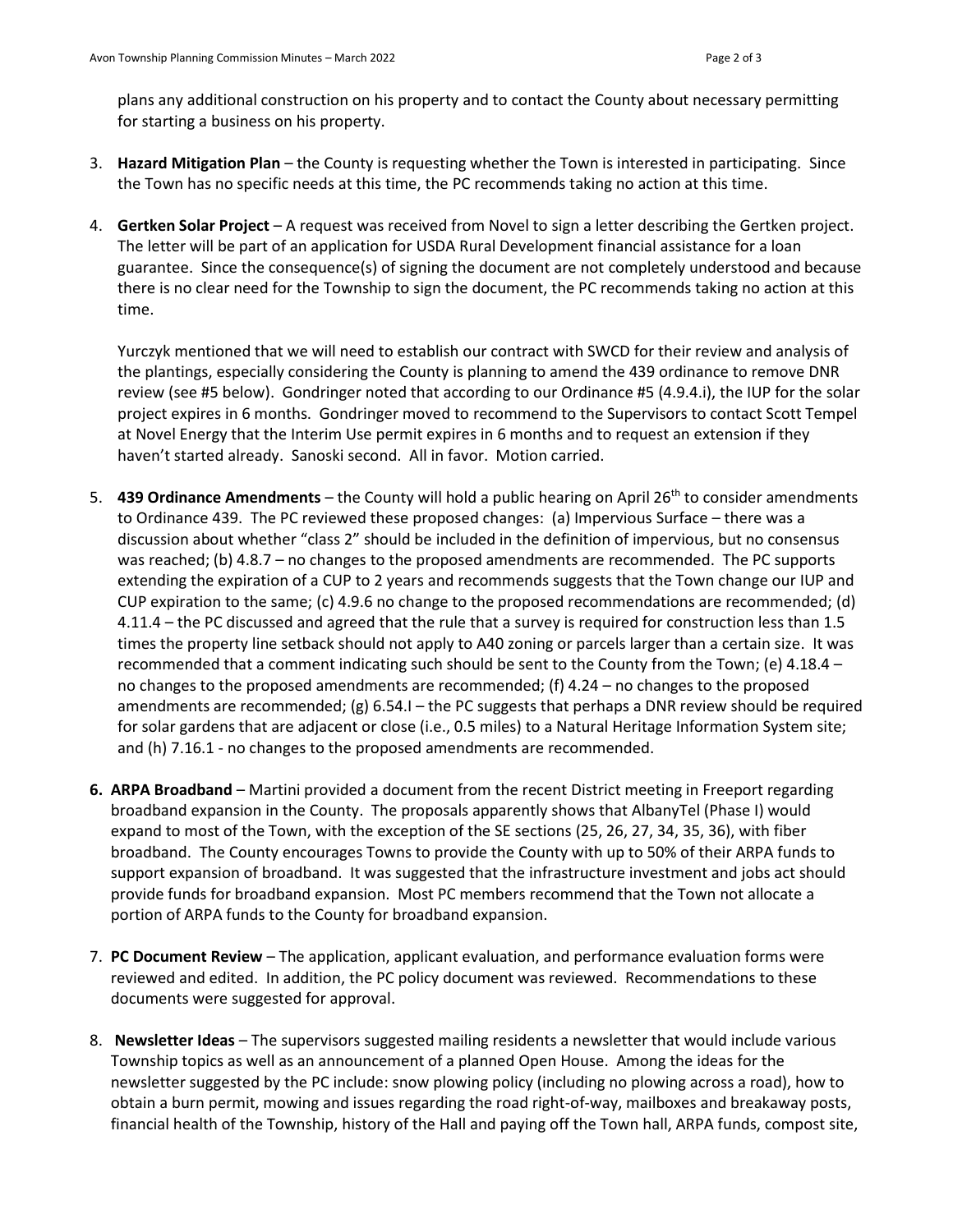plans any additional construction on his property and to contact the County about necessary permitting for starting a business on his property.

3. **Hazard Mitigation Plan** – the County is requesting whether the Town is interested in participating. Since the Town has no specific needs at this time, the PC recommends taking no action at this time.

4. **Gertken Solar Project** – A request was received from Novel to sign a letter describing the Gertken project. The letter will be part of an application for USDA Rural Development financial assistance for a loan guarantee. Since the consequence(s) of signing the document are not completely understood and because there is no clear need for the Township to sign the document, the PC recommends taking no action at this time.

   Yurczyk mentioned that we will need to establish our contract with SWCD for their review and analysis of the plantings, especially considering the County is planning to amend the 439 ordinance to remove DNR review (see #5 below). Gondringer noted that according to our Ordinance #5 (4.9.4.i), the IUP for the solar project expires in 6 months. Gondringer moved to recommend to the Supervisors to contact Scott Tempel at Novel Energy that the Interim Use permit expires in 6 months and to request an extension if they haven't started already. Sanoski second. All in favor. Motion carried.

5. **439 Ordinance Amendments** – the County will hold a public hearing on April 26th to consider amendments to Ordinance 439. The PC reviewed these proposed changes: (a) Impervious Surface – there was a discussion about whether "class 2" should be included in the definition of impervious, but no consensus was reached; (b) 4.8.7 – no changes to the proposed amendments are recommended. The PC supports extending the expiration of a CUP to 2 years and recommends suggests that the Town change our IUP and CUP expiration to the same; (c) 4.9.6 no change to the proposed recommendations are recommended; (d) 4.11.4 – the PC discussed and agreed that the rule that a survey is required for construction less than 1.5 times the property line setback should not apply to A40 zoning or parcels larger than a certain size. It was recommended that a comment indicating such should be sent to the County from the Town; (e) 4.18.4 – no changes to the proposed amendments are recommended; (f) 4.24 – no changes to the proposed amendments are recommended; (g) 6.54.I – the PC suggests that perhaps a DNR review should be required for solar gardens that are adjacent or close (i.e., 0.5 miles) to a Natural Heritage Information System site; and (h) 7.16.1 - no changes to the proposed amendments are recommended.

6. **ARPA Broadband** – Martini provided a document from the recent District meeting in Freeport regarding broadband expansion in the County. The proposals apparently shows that AlbanyTel (Phase I) would expand to most of the Town, with the exception of the SE sections (25, 26, 27, 34, 35, 36), with fiber broadband. The County encourages Towns to provide the County with up to 50% of their ARPA funds to support expansion of broadband. It was suggested that the infrastructure investment and jobs act should provide funds for broadband expansion. Most PC members recommend that the Town not allocate a portion of ARPA funds to the County for broadband expansion.

7. **PC Document Review** – The application, applicant evaluation, and performance evaluation forms were reviewed and edited. In addition, the PC policy document was reviewed. Recommendations to these documents were suggested for approval.

8. **Newsletter Ideas** – The supervisors suggested mailing residents a newsletter that would include various Township topics as well as an announcement of a planned Open House. Among the ideas for the newsletter suggested by the PC include: snow plowing policy (including no plowing across a road), how to obtain a burn permit, mowing and issues regarding the road right-of-way, mailboxes and breakaway posts, financial health of the Township, history of the Hall and paying off the Town hall, ARPA funds, compost site,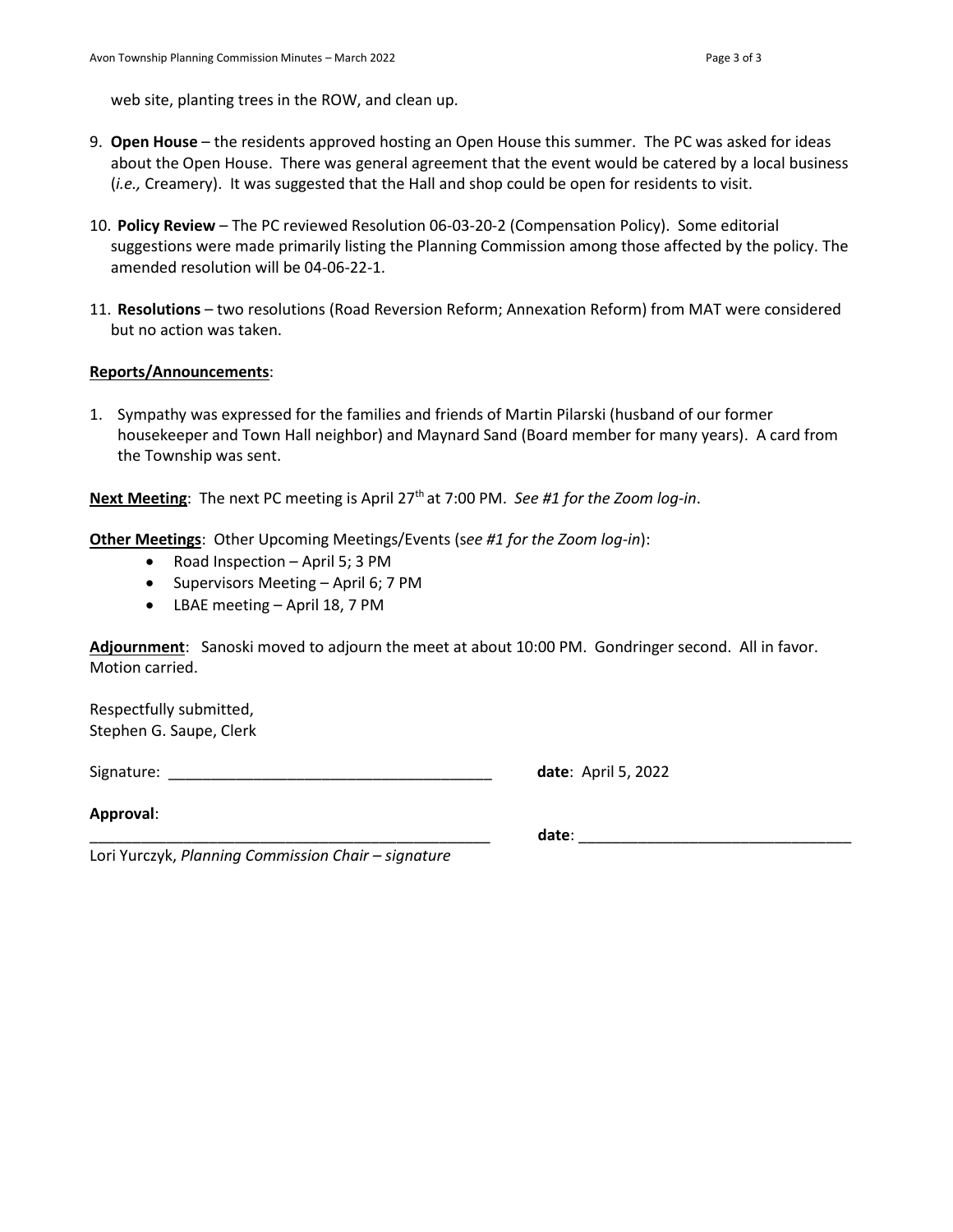web site, planting trees in the ROW, and clean up.

9. **Open House** – the residents approved hosting an Open House this summer. The PC was asked for ideas about the Open House. There was general agreement that the event would be catered by a local business (*i.e.,* Creamery). It was suggested that the Hall and shop could be open for residents to visit.

10. **Policy Review** – The PC reviewed Resolution 06-03-20-2 (Compensation Policy). Some editorial suggestions were made primarily listing the Planning Commission among those affected by the policy. The amended resolution will be 04-06-22-1.

11. **Resolutions** – two resolutions (Road Reversion Reform; Annexation Reform) from MAT were considered but no action was taken.

**Reports/Announcements**:

1. Sympathy was expressed for the families and friends of Martin Pilarski (husband of our former housekeeper and Town Hall neighbor) and Maynard Sand (Board member for many years). A card from the Township was sent.

**Next Meeting**: The next PC meeting is April 27th at 7:00 PM. *See #1 for the Zoom log-in*.

**Other Meetings**: Other Upcoming Meetings/Events (s*ee #1 for the Zoom log-in*):

- Road Inspection – April 5; 3 PM
- Supervisors Meeting – April 6; 7 PM
- LBAE meeting – April 18, 7 PM

**Adjournment**: Sanoski moved to adjourn the meet at about 10:00 PM. Gondringer second. All in favor. Motion carried.

Respectfully submitted,
Stephen G. Saupe, Clerk

Signature: ______________________________________ **date**: April 5, 2022

**Approval**:

______________________________________________ **date**: ________________________________

Lori Yurczyk, *Planning Commission Chair – signature*